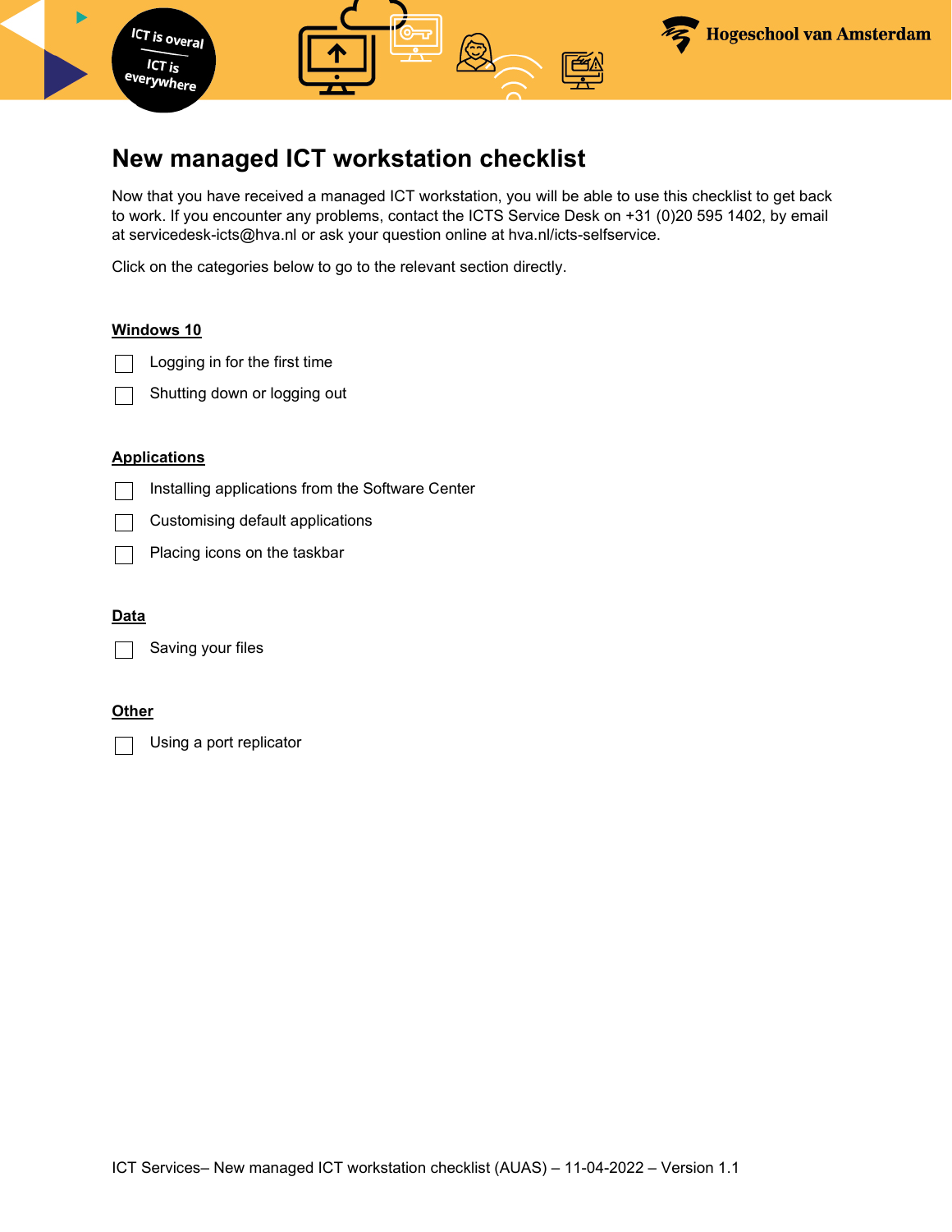# New managed ICT workstation checklist

Now that you have received a managed ICT workstation, you will be able to use this checklist to get back to work. If you encounter any problems, contact the ICTS Service Desk on +31 (0)20 595 1402, by email at servicedesk-icts@hva.nl or ask your question online at hva.nl/icts-selfservice.

Click on the categories below to go to the relevant section directly.

**Windows 10**

- [ ] Logging in for the first time
- [ ] Shutting down or logging out

**Applications**

- [ ] Installing applications from the Software Center
- [ ] Customising default applications
- [ ] Placing icons on the taskbar

**Data**

- [ ] Saving your files

**Other**

- [ ] Using a port replicator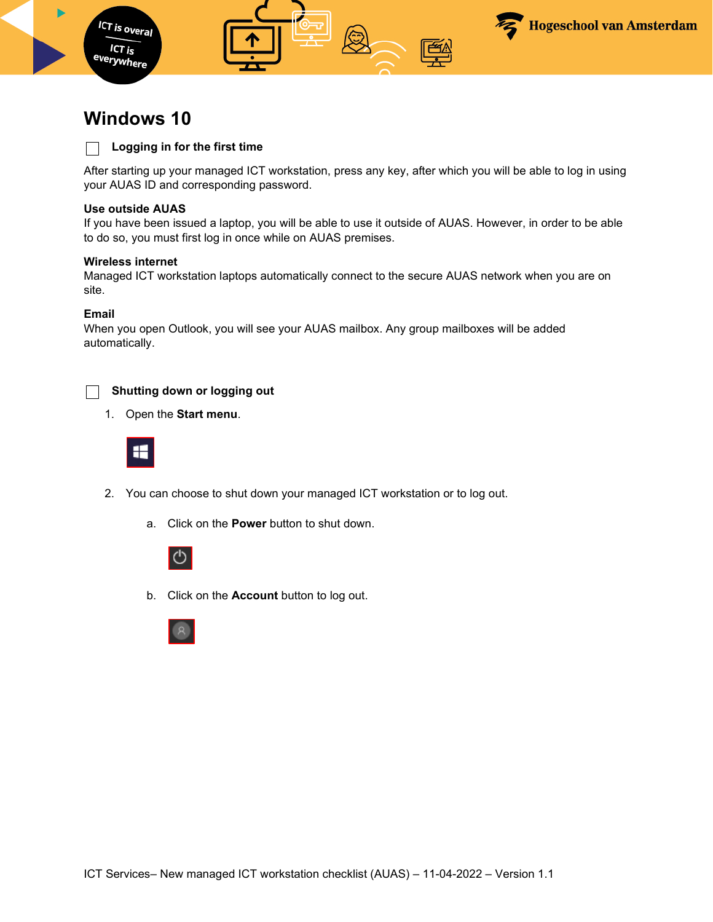# Windows 10

- [ ] **Logging in for the first time**

After starting up your managed ICT workstation, press any key, after which you will be able to log in using your AUAS ID and corresponding password.

**Use outside AUAS**
If you have been issued a laptop, you will be able to use it outside of AUAS. However, in order to be able to do so, you must first log in once while on AUAS premises.

**Wireless internet**
Managed ICT workstation laptops automatically connect to the secure AUAS network when you are on site.

**Email**
When you open Outlook, you will see your AUAS mailbox. Any group mailboxes will be added automatically.

- [ ] **Shutting down or logging out**

1. Open the **Start menu**.
2. You can choose to shut down your managed ICT workstation or to log out.
   a. Click on the **Power** button to shut down.
   b. Click on the **Account** button to log out.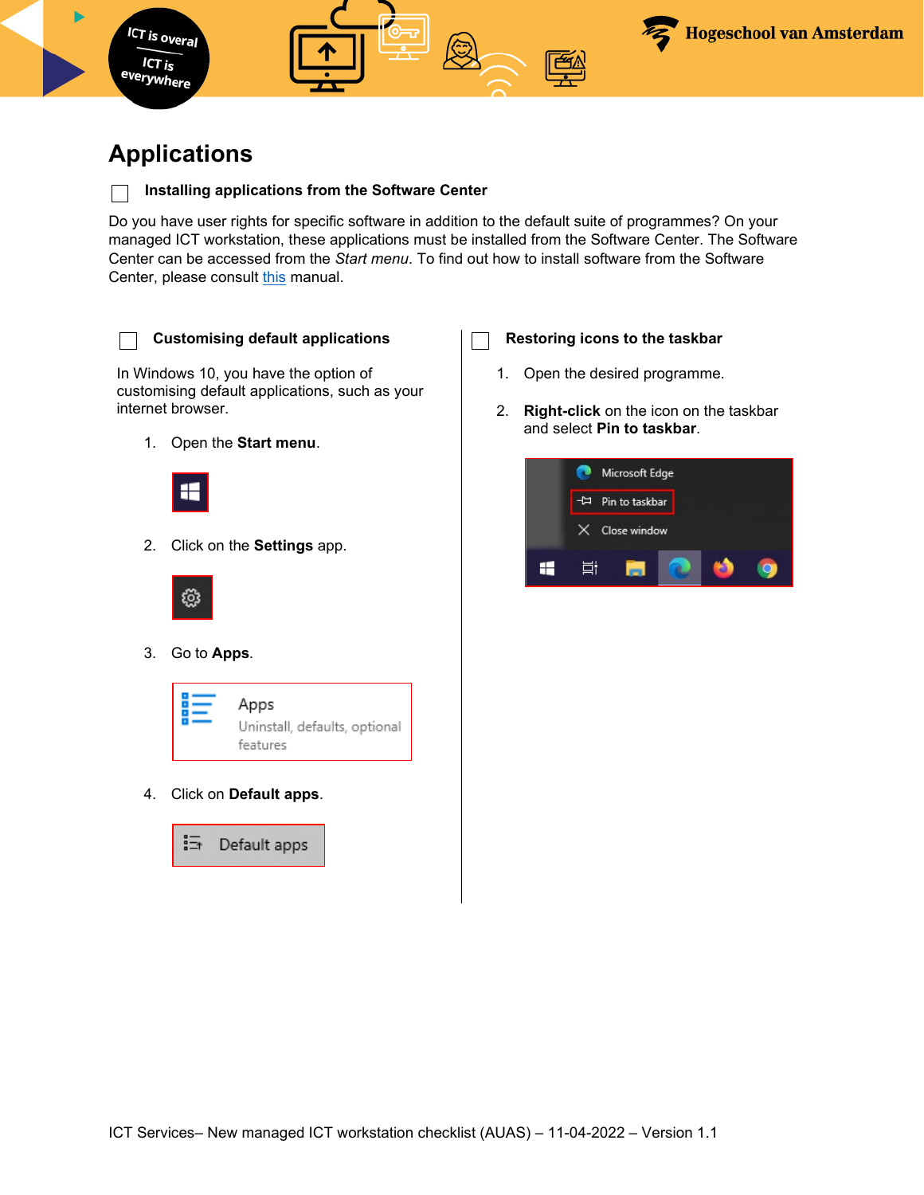# Applications

☐ **Installing applications from the Software Center**

Do you have user rights for specific software in addition to the default suite of programmes? On your managed ICT workstation, these applications must be installed from the Software Center. The Software Center can be accessed from the *Start menu*. To find out how to install software from the Software Center, please consult this manual.

☐ **Customising default applications**

In Windows 10, you have the option of customising default applications, such as your internet browser.

1. Open the **Start menu**.
2. Click on the **Settings** app.
3. Go to **Apps**.

   Apps
   Uninstall, defaults, optional features

4. Click on **Default apps**.

   Default apps

☐ **Restoring icons to the taskbar**

1. Open the desired programme.
2. **Right-click** on the icon on the taskbar and select **Pin to taskbar**.

   Microsoft Edge
   Pin to taskbar
   Close window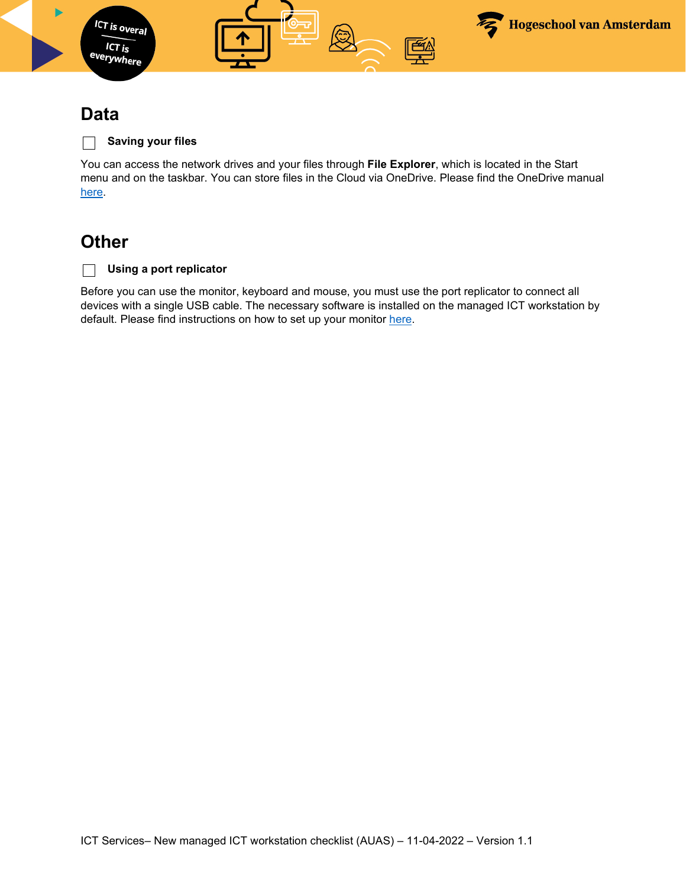## Data

☐ **Saving your files**

You can access the network drives and your files through **File Explorer**, which is located in the Start menu and on the taskbar. You can store files in the Cloud via OneDrive. Please find the OneDrive manual here.

## Other

☐ **Using a port replicator**

Before you can use the monitor, keyboard and mouse, you must use the port replicator to connect all devices with a single USB cable. The necessary software is installed on the managed ICT workstation by default. Please find instructions on how to set up your monitor here.